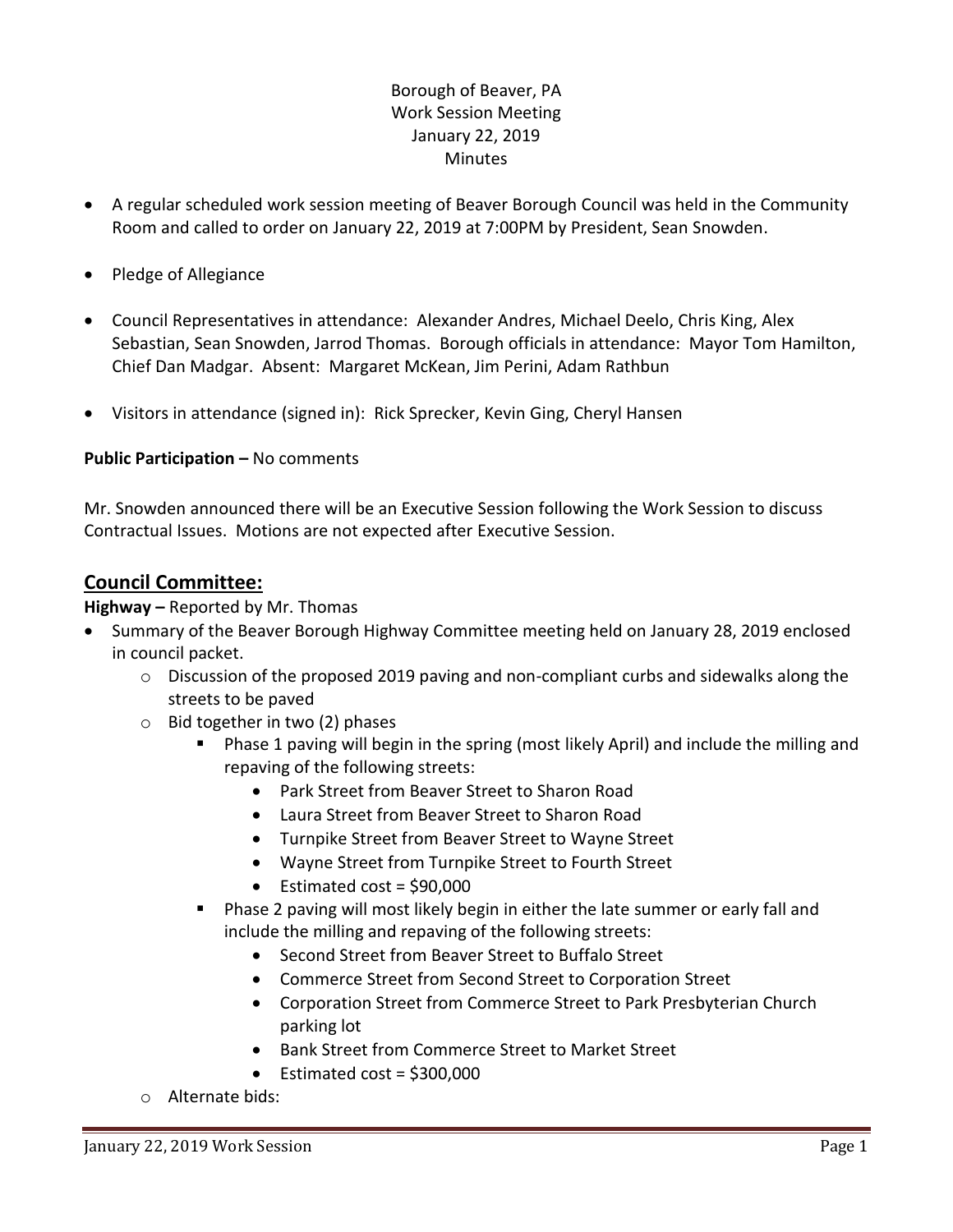Borough of Beaver, PA
Work Session Meeting
January 22, 2019
Minutes

- A regular scheduled work session meeting of Beaver Borough Council was held in the Community Room and called to order on January 22, 2019 at 7:00PM by President, Sean Snowden.
- Pledge of Allegiance
- Council Representatives in attendance: Alexander Andres, Michael Deelo, Chris King, Alex Sebastian, Sean Snowden, Jarrod Thomas. Borough officials in attendance: Mayor Tom Hamilton, Chief Dan Madgar. Absent: Margaret McKean, Jim Perini, Adam Rathbun
- Visitors in attendance (signed in): Rick Sprecker, Kevin Ging, Cheryl Hansen

**Public Participation –** No comments

Mr. Snowden announced there will be an Executive Session following the Work Session to discuss Contractual Issues. Motions are not expected after Executive Session.

## Council Committee:

**Highway –** Reported by Mr. Thomas

- Summary of the Beaver Borough Highway Committee meeting held on January 28, 2019 enclosed in council packet.
  - Discussion of the proposed 2019 paving and non-compliant curbs and sidewalks along the streets to be paved
  - Bid together in two (2) phases
    - Phase 1 paving will begin in the spring (most likely April) and include the milling and repaving of the following streets:
      - Park Street from Beaver Street to Sharon Road
      - Laura Street from Beaver Street to Sharon Road
      - Turnpike Street from Beaver Street to Wayne Street
      - Wayne Street from Turnpike Street to Fourth Street
      - Estimated cost = $90,000
    - Phase 2 paving will most likely begin in either the late summer or early fall and include the milling and repaving of the following streets:
      - Second Street from Beaver Street to Buffalo Street
      - Commerce Street from Second Street to Corporation Street
      - Corporation Street from Commerce Street to Park Presbyterian Church parking lot
      - Bank Street from Commerce Street to Market Street
      - Estimated cost = $300,000
  - Alternate bids: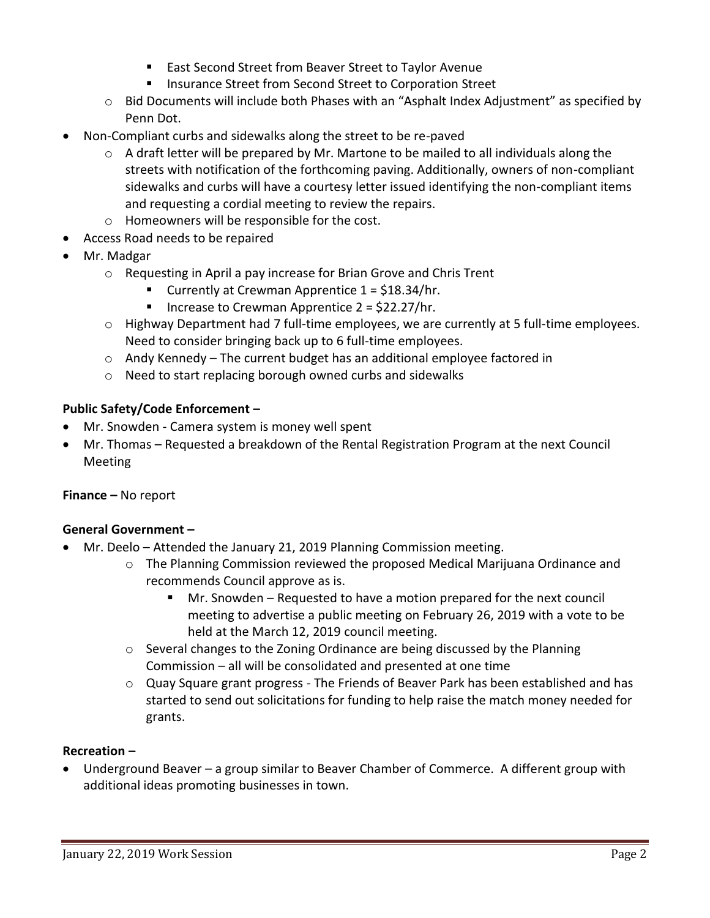- East Second Street from Beaver Street to Taylor Avenue
    - Insurance Street from Second Street to Corporation Street
  - Bid Documents will include both Phases with an "Asphalt Index Adjustment" as specified by Penn Dot.
- Non-Compliant curbs and sidewalks along the street to be re-paved
  - A draft letter will be prepared by Mr. Martone to be mailed to all individuals along the streets with notification of the forthcoming paving. Additionally, owners of non-compliant sidewalks and curbs will have a courtesy letter issued identifying the non-compliant items and requesting a cordial meeting to review the repairs.
  - Homeowners will be responsible for the cost.
- Access Road needs to be repaired
- Mr. Madgar
  - Requesting in April a pay increase for Brian Grove and Chris Trent
    - Currently at Crewman Apprentice 1 = $18.34/hr.
    - Increase to Crewman Apprentice 2 = $22.27/hr.
  - Highway Department had 7 full-time employees, we are currently at 5 full-time employees. Need to consider bringing back up to 6 full-time employees.
  - Andy Kennedy – The current budget has an additional employee factored in
  - Need to start replacing borough owned curbs and sidewalks

**Public Safety/Code Enforcement –**

- Mr. Snowden - Camera system is money well spent
- Mr. Thomas – Requested a breakdown of the Rental Registration Program at the next Council Meeting

**Finance –** No report

**General Government –**

- Mr. Deelo – Attended the January 21, 2019 Planning Commission meeting.
  - The Planning Commission reviewed the proposed Medical Marijuana Ordinance and recommends Council approve as is.
    - Mr. Snowden – Requested to have a motion prepared for the next council meeting to advertise a public meeting on February 26, 2019 with a vote to be held at the March 12, 2019 council meeting.
  - Several changes to the Zoning Ordinance are being discussed by the Planning Commission – all will be consolidated and presented at one time
  - Quay Square grant progress - The Friends of Beaver Park has been established and has started to send out solicitations for funding to help raise the match money needed for grants.

**Recreation –**

- Underground Beaver – a group similar to Beaver Chamber of Commerce. A different group with additional ideas promoting businesses in town.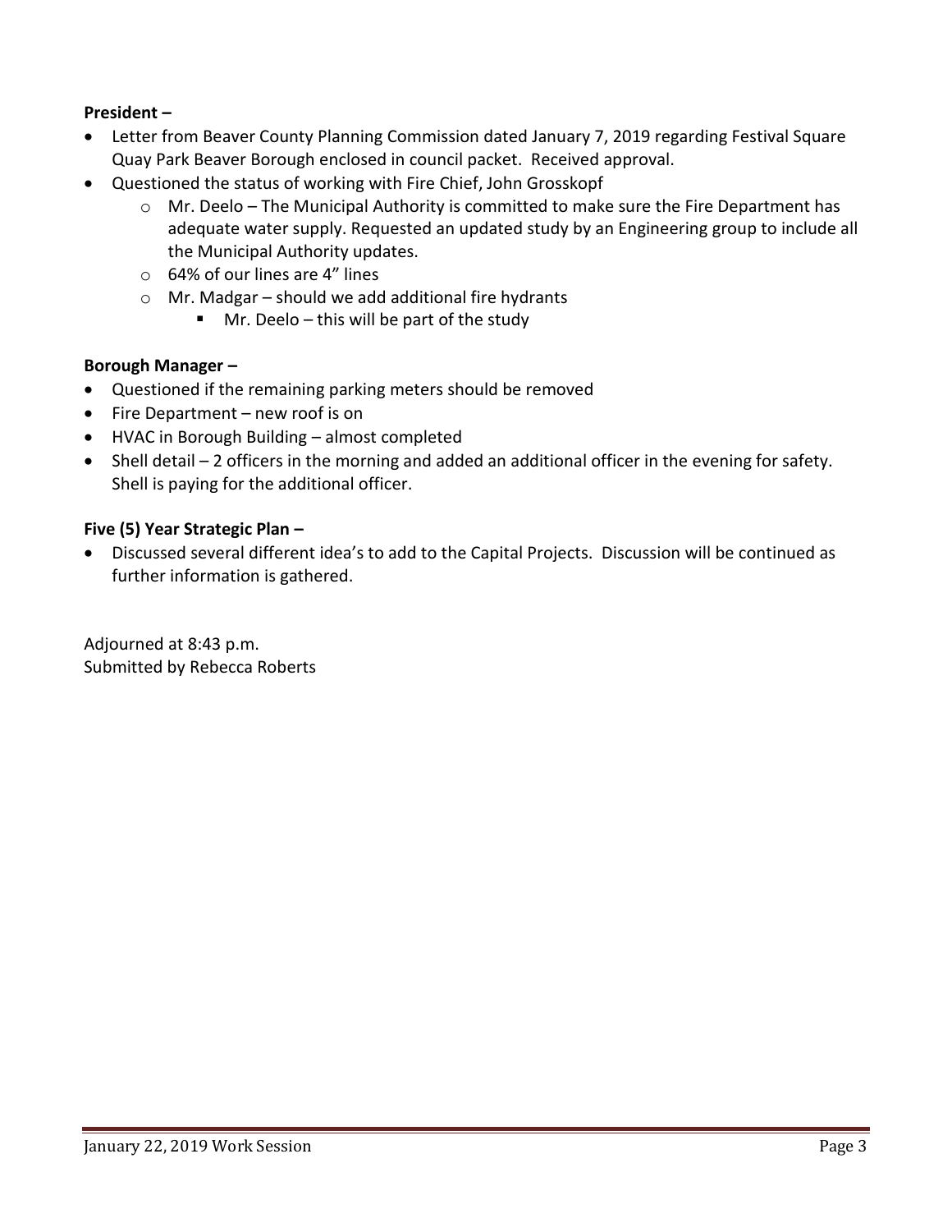**President –**

- Letter from Beaver County Planning Commission dated January 7, 2019 regarding Festival Square Quay Park Beaver Borough enclosed in council packet. Received approval.
- Questioned the status of working with Fire Chief, John Grosskopf
    - Mr. Deelo – The Municipal Authority is committed to make sure the Fire Department has adequate water supply. Requested an updated study by an Engineering group to include all the Municipal Authority updates.
    - 64% of our lines are 4" lines
    - Mr. Madgar – should we add additional fire hydrants
        - Mr. Deelo – this will be part of the study

**Borough Manager –**

- Questioned if the remaining parking meters should be removed
- Fire Department – new roof is on
- HVAC in Borough Building – almost completed
- Shell detail – 2 officers in the morning and added an additional officer in the evening for safety. Shell is paying for the additional officer.

**Five (5) Year Strategic Plan –**

- Discussed several different idea's to add to the Capital Projects. Discussion will be continued as further information is gathered.

Adjourned at 8:43 p.m.
Submitted by Rebecca Roberts